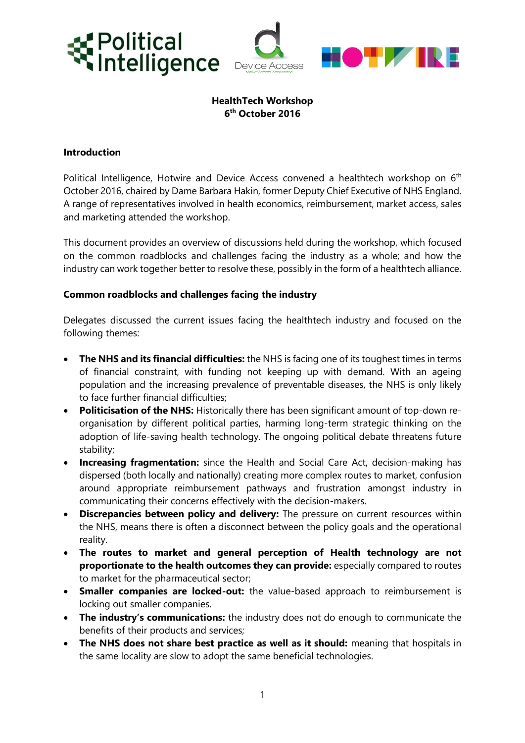Political Intelligence | Device Access | HOTWIRE

**HealthTech Workshop**
**6th October 2016**

## Introduction

Political Intelligence, Hotwire and Device Access convened a healthtech workshop on 6th October 2016, chaired by Dame Barbara Hakin, former Deputy Chief Executive of NHS England. A range of representatives involved in health economics, reimbursement, market access, sales and marketing attended the workshop.

This document provides an overview of discussions held during the workshop, which focused on the common roadblocks and challenges facing the industry as a whole; and how the industry can work together better to resolve these, possibly in the form of a healthtech alliance.

## Common roadblocks and challenges facing the industry

Delegates discussed the current issues facing the healthtech industry and focused on the following themes:

- **The NHS and its financial difficulties:** the NHS is facing one of its toughest times in terms of financial constraint, with funding not keeping up with demand. With an ageing population and the increasing prevalence of preventable diseases, the NHS is only likely to face further financial difficulties;
- **Politicisation of the NHS:** Historically there has been significant amount of top-down re-organisation by different political parties, harming long-term strategic thinking on the adoption of life-saving health technology. The ongoing political debate threatens future stability;
- **Increasing fragmentation:** since the Health and Social Care Act, decision-making has dispersed (both locally and nationally) creating more complex routes to market, confusion around appropriate reimbursement pathways and frustration amongst industry in communicating their concerns effectively with the decision-makers.
- **Discrepancies between policy and delivery:** The pressure on current resources within the NHS, means there is often a disconnect between the policy goals and the operational reality.
- **The routes to market and general perception of Health technology are not proportionate to the health outcomes they can provide:** especially compared to routes to market for the pharmaceutical sector;
- **Smaller companies are locked-out:** the value-based approach to reimbursement is locking out smaller companies.
- **The industry's communications:** the industry does not do enough to communicate the benefits of their products and services;
- **The NHS does not share best practice as well as it should:** meaning that hospitals in the same locality are slow to adopt the same beneficial technologies.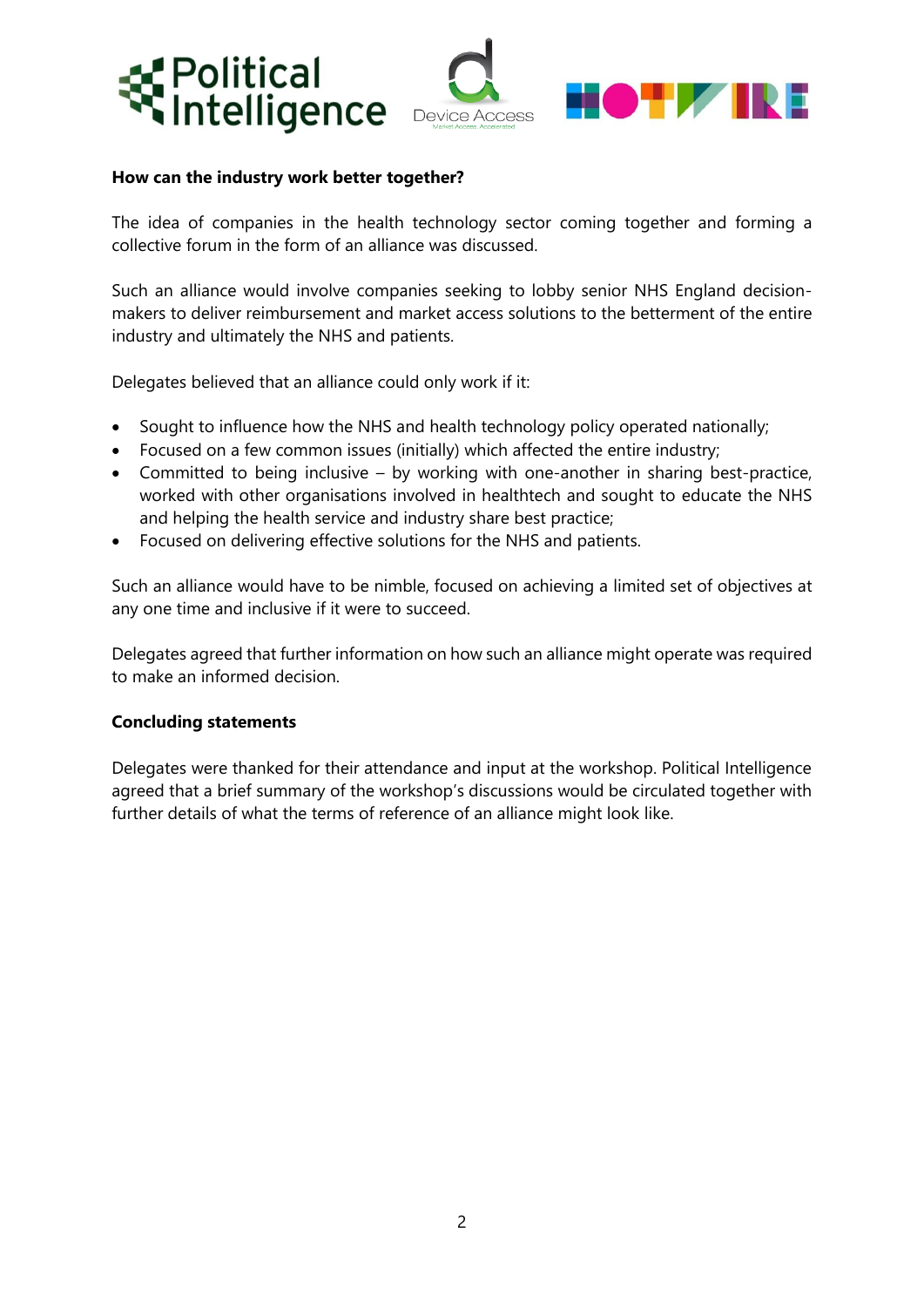**How can the industry work better together?**

The idea of companies in the health technology sector coming together and forming a collective forum in the form of an alliance was discussed.

Such an alliance would involve companies seeking to lobby senior NHS England decision-makers to deliver reimbursement and market access solutions to the betterment of the entire industry and ultimately the NHS and patients.

Delegates believed that an alliance could only work if it:

- Sought to influence how the NHS and health technology policy operated nationally;
- Focused on a few common issues (initially) which affected the entire industry;
- Committed to being inclusive – by working with one-another in sharing best-practice, worked with other organisations involved in healthtech and sought to educate the NHS and helping the health service and industry share best practice;
- Focused on delivering effective solutions for the NHS and patients.

Such an alliance would have to be nimble, focused on achieving a limited set of objectives at any one time and inclusive if it were to succeed.

Delegates agreed that further information on how such an alliance might operate was required to make an informed decision.

**Concluding statements**

Delegates were thanked for their attendance and input at the workshop. Political Intelligence agreed that a brief summary of the workshop's discussions would be circulated together with further details of what the terms of reference of an alliance might look like.